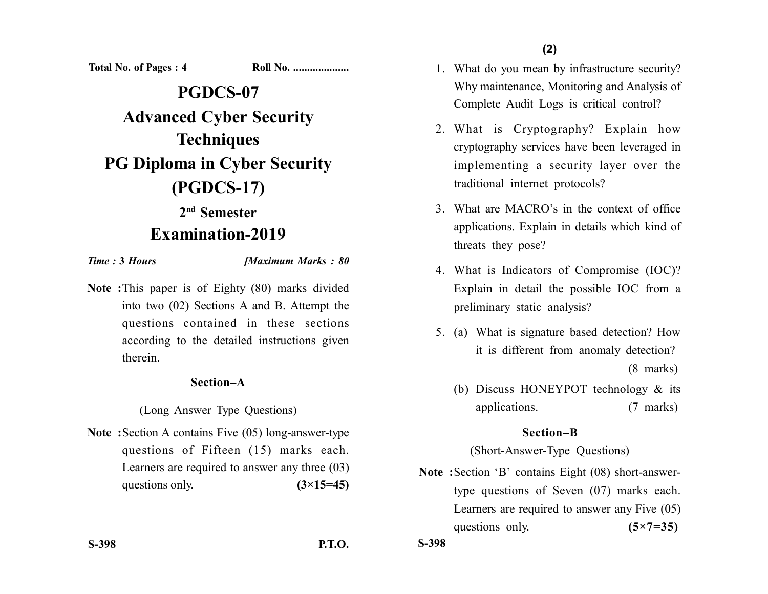Total No. of Pages : 4 Roll No. ....................

# PGDCS-07

# Advanced Cyber Security Techniques

# PG Diploma in Cyber Security (PGDCS-17)

## 2nd Semester

## Examination-2019

*Time :* **3** *Hours* *[Maximum Marks : 80*

**Note :** This paper is of Eighty (80) marks divided into two (02) Sections A and B. Attempt the questions contained in these sections according to the detailed instructions given therein.

### Section–A

(Long Answer Type Questions)

**Note :** Section A contains Five (05) long-answer-type questions of Fifteen (15) marks each. Learners are required to answer any three (03) questions only. **(3×15=45)**

1. What do you mean by infrastructure security? Why maintenance, Monitoring and Analysis of Complete Audit Logs is critical control?

2. What is Cryptography? Explain how cryptography services have been leveraged in implementing a security layer over the traditional internet protocols?

3. What are MACRO's in the context of office applications. Explain in details which kind of threats they pose?

4. What is Indicators of Compromise (IOC)? Explain in detail the possible IOC from a preliminary static analysis?

5. (a) What is signature based detection? How it is different from anomaly detection? (8 marks)

   (b) Discuss HONEYPOT technology & its applications. (7 marks)

### Section–B

(Short-Answer-Type Questions)

**Note :** Section 'B' contains Eight (08) short-answer-type questions of Seven (07) marks each. Learners are required to answer any Five (05) questions only. **(5×7=35)**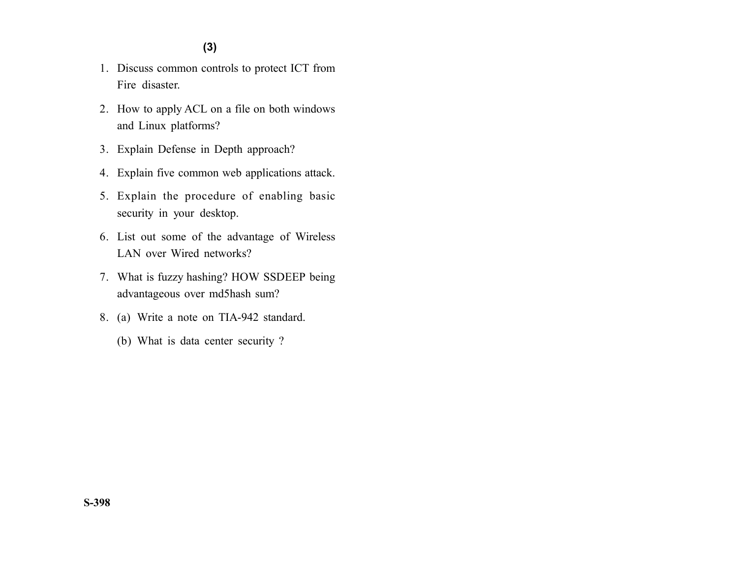1. Discuss common controls to protect ICT from Fire disaster.
2. How to apply ACL on a file on both windows and Linux platforms?
3. Explain Defense in Depth approach?
4. Explain five common web applications attack.
5. Explain the procedure of enabling basic security in your desktop.
6. List out some of the advantage of Wireless LAN over Wired networks?
7. What is fuzzy hashing? HOW SSDEEP being advantageous over md5hash sum?
8. (a) Write a note on TIA-942 standard.

   (b) What is data center security ?

S-398